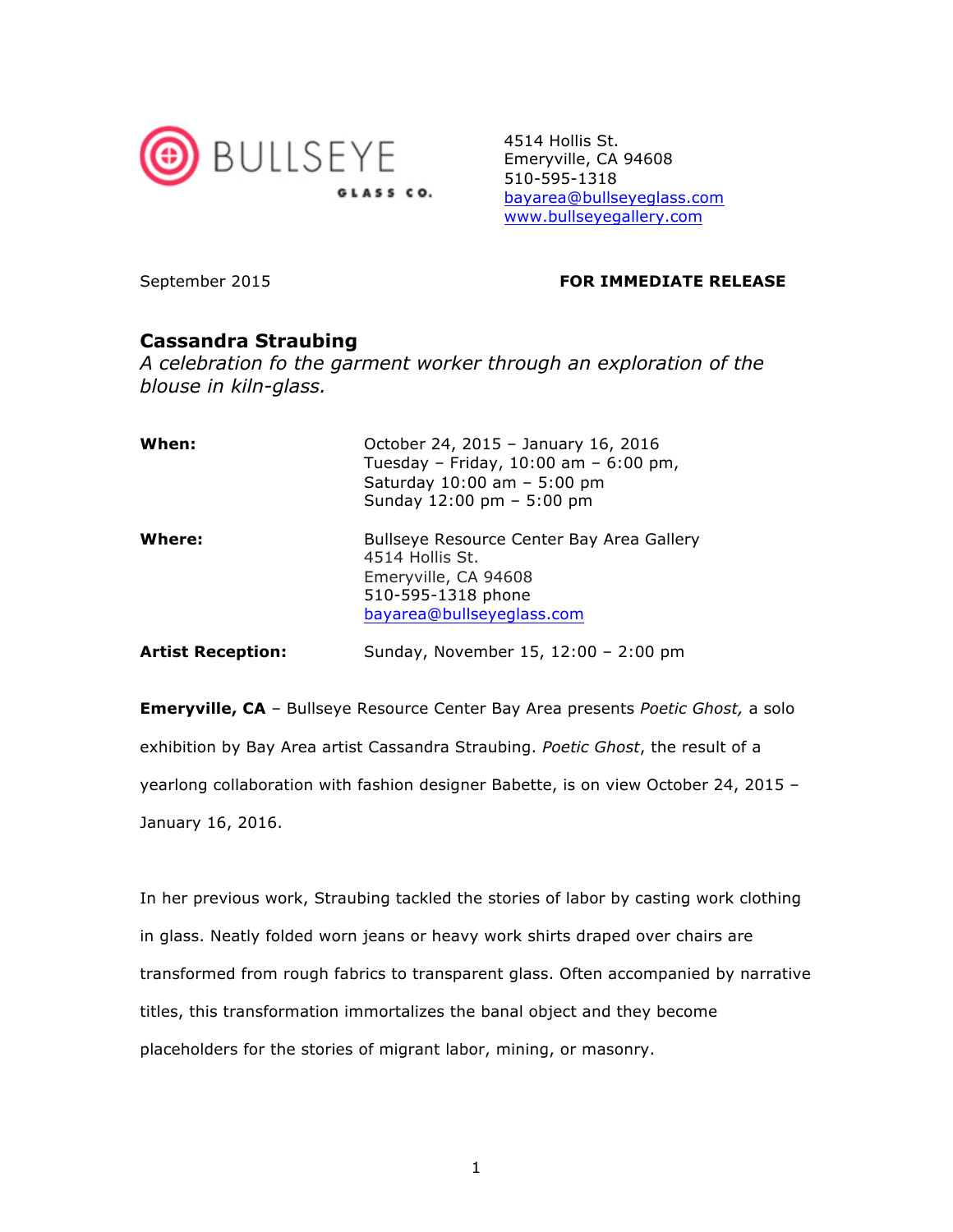BULLSEYE GLASS CO.

4514 Hollis St.
Emeryville, CA 94608
510-595-1318
bayarea@bullseyeglass.com
www.bullseyegallery.com

September 2015

**FOR IMMEDIATE RELEASE**

## Cassandra Straubing

*A celebration fo the garment worker through an exploration of the blouse in kiln-glass.*

**When:** October 24, 2015 – January 16, 2016
Tuesday – Friday, 10:00 am – 6:00 pm,
Saturday 10:00 am – 5:00 pm
Sunday 12:00 pm – 5:00 pm

**Where:** Bullseye Resource Center Bay Area Gallery
4514 Hollis St.
Emeryville, CA 94608
510-595-1318 phone
bayarea@bullseyeglass.com

**Artist Reception:** Sunday, November 15, 12:00 – 2:00 pm

**Emeryville, CA** – Bullseye Resource Center Bay Area presents *Poetic Ghost,* a solo exhibition by Bay Area artist Cassandra Straubing. *Poetic Ghost*, the result of a yearlong collaboration with fashion designer Babette, is on view October 24, 2015 – January 16, 2016.

In her previous work, Straubing tackled the stories of labor by casting work clothing in glass. Neatly folded worn jeans or heavy work shirts draped over chairs are transformed from rough fabrics to transparent glass. Often accompanied by narrative titles, this transformation immortalizes the banal object and they become placeholders for the stories of migrant labor, mining, or masonry.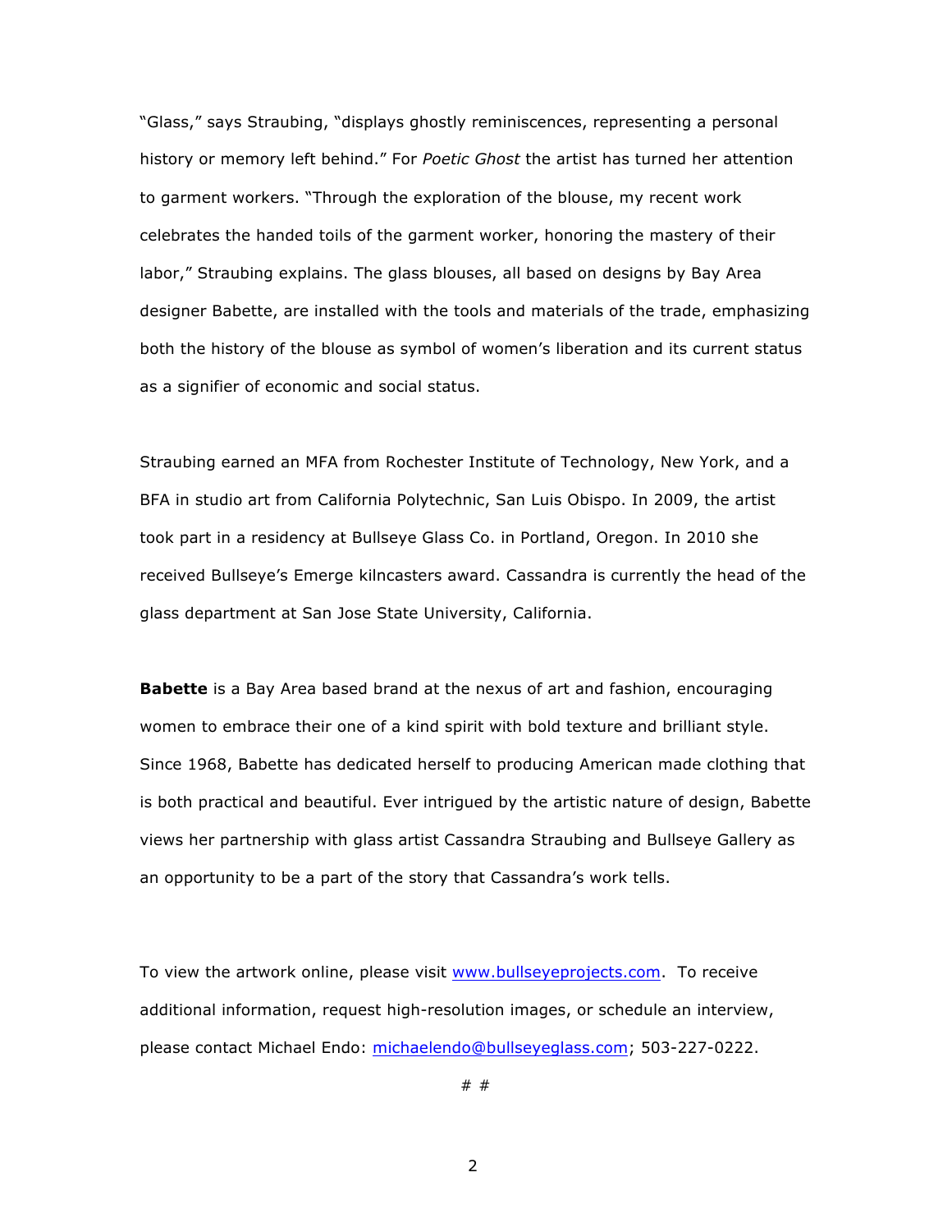"Glass," says Straubing, "displays ghostly reminiscences, representing a personal history or memory left behind." For *Poetic Ghost* the artist has turned her attention to garment workers. "Through the exploration of the blouse, my recent work celebrates the handed toils of the garment worker, honoring the mastery of their labor," Straubing explains. The glass blouses, all based on designs by Bay Area designer Babette, are installed with the tools and materials of the trade, emphasizing both the history of the blouse as symbol of women's liberation and its current status as a signifier of economic and social status.

Straubing earned an MFA from Rochester Institute of Technology, New York, and a BFA in studio art from California Polytechnic, San Luis Obispo. In 2009, the artist took part in a residency at Bullseye Glass Co. in Portland, Oregon. In 2010 she received Bullseye's Emerge kilncasters award. Cassandra is currently the head of the glass department at San Jose State University, California.

**Babette** is a Bay Area based brand at the nexus of art and fashion, encouraging women to embrace their one of a kind spirit with bold texture and brilliant style. Since 1968, Babette has dedicated herself to producing American made clothing that is both practical and beautiful. Ever intrigued by the artistic nature of design, Babette views her partnership with glass artist Cassandra Straubing and Bullseye Gallery as an opportunity to be a part of the story that Cassandra's work tells.

To view the artwork online, please visit www.bullseyeprojects.com. To receive additional information, request high-resolution images, or schedule an interview, please contact Michael Endo: michaelendo@bullseyeglass.com; 503-227-0222.

# #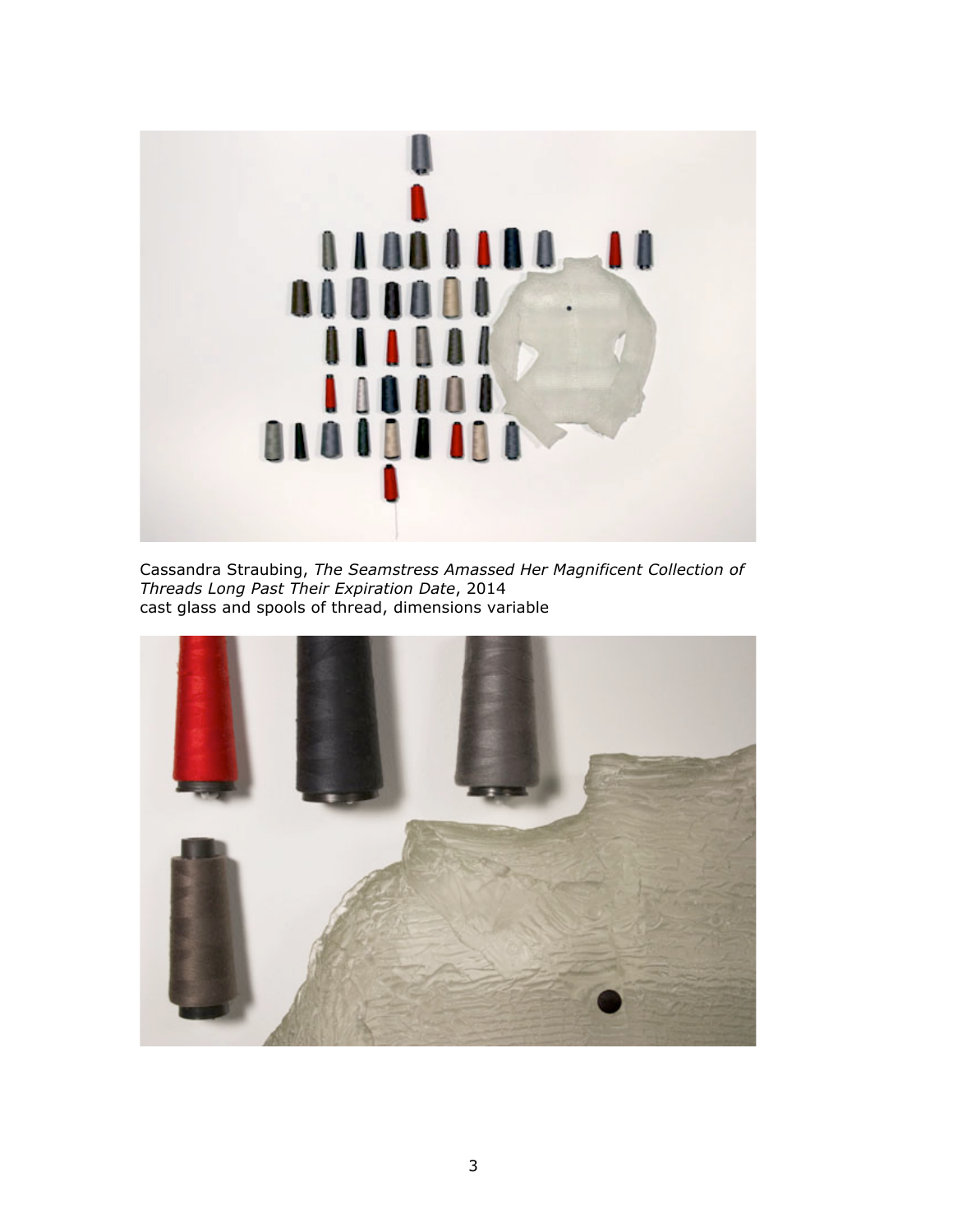Cassandra Straubing, *The Seamstress Amassed Her Magnificent Collection of Threads Long Past Their Expiration Date*, 2014
cast glass and spools of thread, dimensions variable